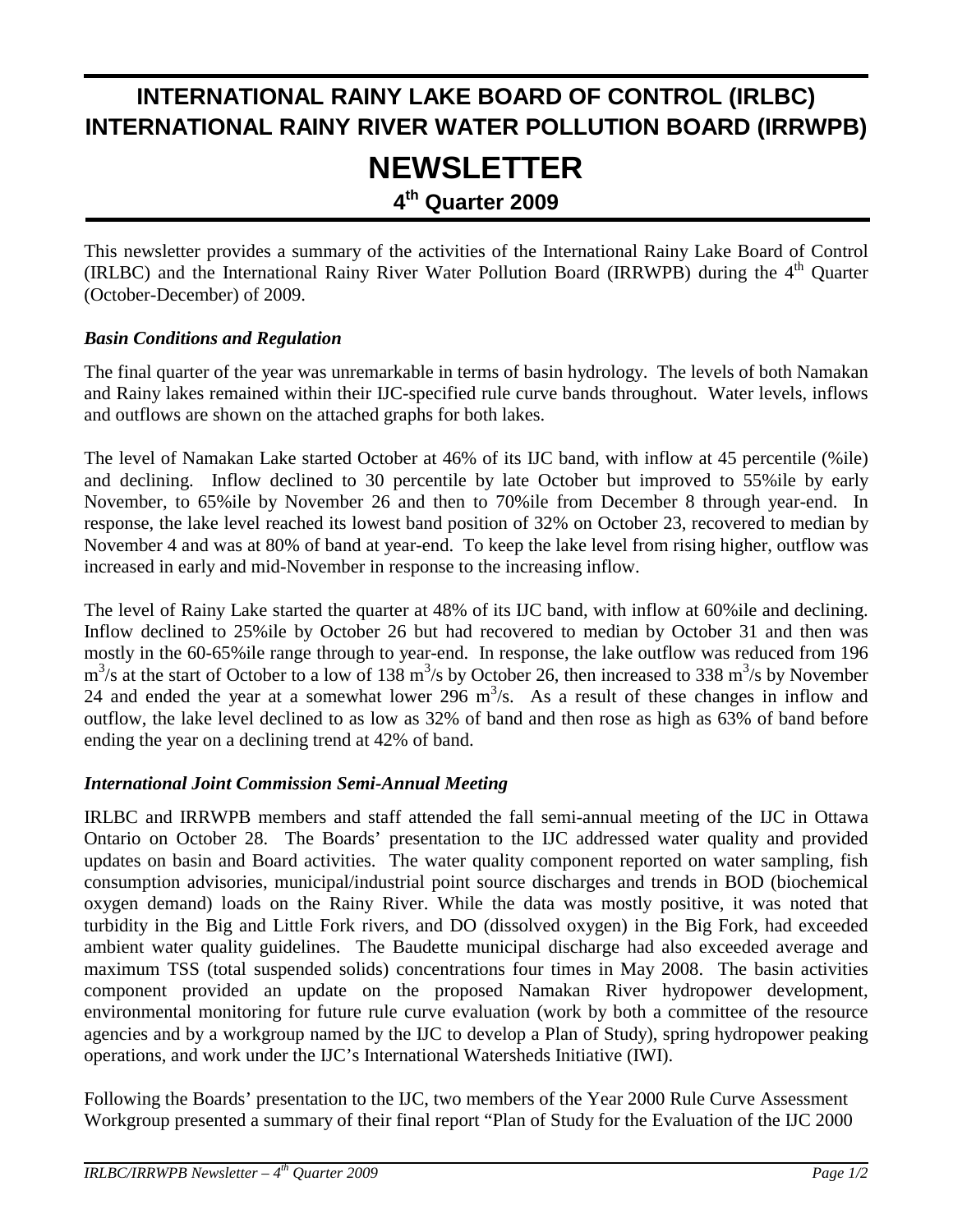# INTERNATIONAL RAINY LAKE BOARD OF CONTROL (IRLBC)
# INTERNATIONAL RAINY RIVER WATER POLLUTION BOARD (IRRWPB)

# NEWSLETTER

## 4th Quarter 2009

This newsletter provides a summary of the activities of the International Rainy Lake Board of Control (IRLBC) and the International Rainy River Water Pollution Board (IRRWPB) during the 4th Quarter (October-December) of 2009.

### *Basin Conditions and Regulation*

The final quarter of the year was unremarkable in terms of basin hydrology. The levels of both Namakan and Rainy lakes remained within their IJC-specified rule curve bands throughout. Water levels, inflows and outflows are shown on the attached graphs for both lakes.

The level of Namakan Lake started October at 46% of its IJC band, with inflow at 45 percentile (%ile) and declining. Inflow declined to 30 percentile by late October but improved to 55%ile by early November, to 65%ile by November 26 and then to 70%ile from December 8 through year-end. In response, the lake level reached its lowest band position of 32% on October 23, recovered to median by November 4 and was at 80% of band at year-end. To keep the lake level from rising higher, outflow was increased in early and mid-November in response to the increasing inflow.

The level of Rainy Lake started the quarter at 48% of its IJC band, with inflow at 60%ile and declining. Inflow declined to 25%ile by October 26 but had recovered to median by October 31 and then was mostly in the 60-65%ile range through to year-end. In response, the lake outflow was reduced from 196 $m^3/s$ at the start of October to a low of 138 $m^3/s$ by October 26, then increased to 338 $m^3/s$ by November 24 and ended the year at a somewhat lower 296 $m^3/s$. As a result of these changes in inflow and outflow, the lake level declined to as low as 32% of band and then rose as high as 63% of band before ending the year on a declining trend at 42% of band.

### *International Joint Commission Semi-Annual Meeting*

IRLBC and IRRWPB members and staff attended the fall semi-annual meeting of the IJC in Ottawa Ontario on October 28. The Boards' presentation to the IJC addressed water quality and provided updates on basin and Board activities. The water quality component reported on water sampling, fish consumption advisories, municipal/industrial point source discharges and trends in BOD (biochemical oxygen demand) loads on the Rainy River. While the data was mostly positive, it was noted that turbidity in the Big and Little Fork rivers, and DO (dissolved oxygen) in the Big Fork, had exceeded ambient water quality guidelines. The Baudette municipal discharge had also exceeded average and maximum TSS (total suspended solids) concentrations four times in May 2008. The basin activities component provided an update on the proposed Namakan River hydropower development, environmental monitoring for future rule curve evaluation (work by both a committee of the resource agencies and by a workgroup named by the IJC to develop a Plan of Study), spring hydropower peaking operations, and work under the IJC's International Watersheds Initiative (IWI).

Following the Boards' presentation to the IJC, two members of the Year 2000 Rule Curve Assessment Workgroup presented a summary of their final report "Plan of Study for the Evaluation of the IJC 2000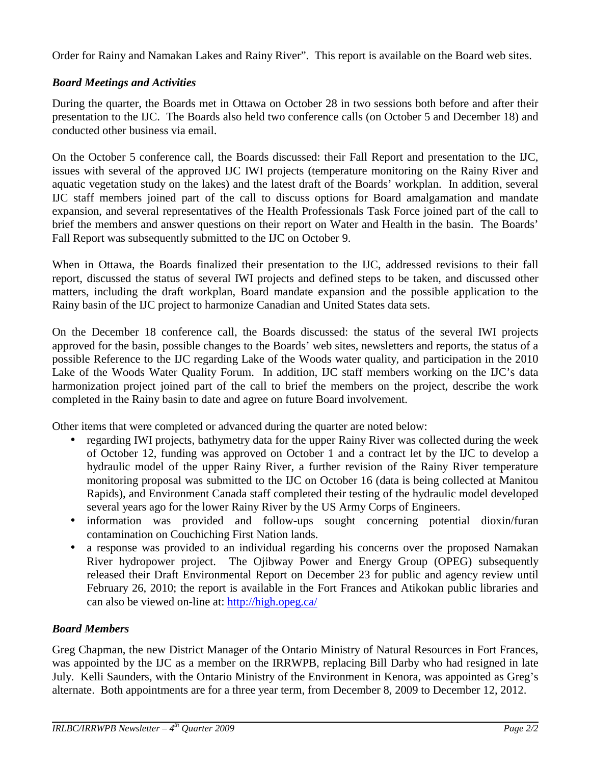Order for Rainy and Namakan Lakes and Rainy River". This report is available on the Board web sites.

### *Board Meetings and Activities*

During the quarter, the Boards met in Ottawa on October 28 in two sessions both before and after their presentation to the IJC. The Boards also held two conference calls (on October 5 and December 18) and conducted other business via email.

On the October 5 conference call, the Boards discussed: their Fall Report and presentation to the IJC, issues with several of the approved IJC IWI projects (temperature monitoring on the Rainy River and aquatic vegetation study on the lakes) and the latest draft of the Boards' workplan. In addition, several IJC staff members joined part of the call to discuss options for Board amalgamation and mandate expansion, and several representatives of the Health Professionals Task Force joined part of the call to brief the members and answer questions on their report on Water and Health in the basin. The Boards' Fall Report was subsequently submitted to the IJC on October 9.

When in Ottawa, the Boards finalized their presentation to the IJC, addressed revisions to their fall report, discussed the status of several IWI projects and defined steps to be taken, and discussed other matters, including the draft workplan, Board mandate expansion and the possible application to the Rainy basin of the IJC project to harmonize Canadian and United States data sets.

On the December 18 conference call, the Boards discussed: the status of the several IWI projects approved for the basin, possible changes to the Boards' web sites, newsletters and reports, the status of a possible Reference to the IJC regarding Lake of the Woods water quality, and participation in the 2010 Lake of the Woods Water Quality Forum. In addition, IJC staff members working on the IJC's data harmonization project joined part of the call to brief the members on the project, describe the work completed in the Rainy basin to date and agree on future Board involvement.

Other items that were completed or advanced during the quarter are noted below:

- regarding IWI projects, bathymetry data for the upper Rainy River was collected during the week of October 12, funding was approved on October 1 and a contract let by the IJC to develop a hydraulic model of the upper Rainy River, a further revision of the Rainy River temperature monitoring proposal was submitted to the IJC on October 16 (data is being collected at Manitou Rapids), and Environment Canada staff completed their testing of the hydraulic model developed several years ago for the lower Rainy River by the US Army Corps of Engineers.
- information was provided and follow-ups sought concerning potential dioxin/furan contamination on Couchiching First Nation lands.
- a response was provided to an individual regarding his concerns over the proposed Namakan River hydropower project. The Ojibway Power and Energy Group (OPEG) subsequently released their Draft Environmental Report on December 23 for public and agency review until February 26, 2010; the report is available in the Fort Frances and Atikokan public libraries and can also be viewed on-line at: http://high.opeg.ca/

### *Board Members*

Greg Chapman, the new District Manager of the Ontario Ministry of Natural Resources in Fort Frances, was appointed by the IJC as a member on the IRRWPB, replacing Bill Darby who had resigned in late July. Kelli Saunders, with the Ontario Ministry of the Environment in Kenora, was appointed as Greg's alternate. Both appointments are for a three year term, from December 8, 2009 to December 12, 2012.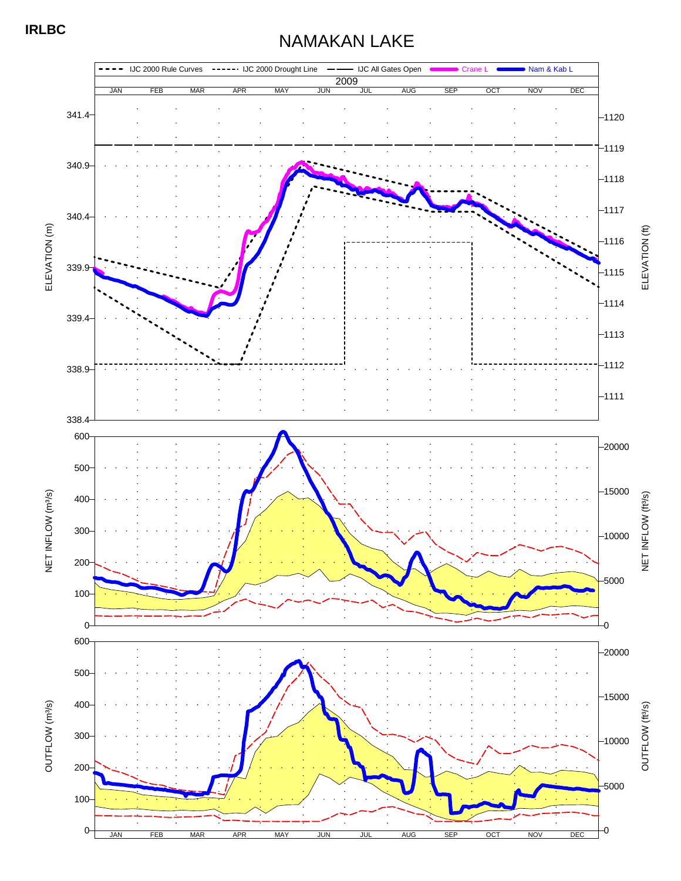**IRLBC**

# NAMAKAN LAKE

IJC 2000 Rule Curves | IJC 2000 Drought Line | IJC All Gates Open | Crane L | Nam & Kab L

2009

JAN FEB MAR APR MAY JUN JUL AUG SEP OCT NOV DEC

ELEVATION (m): 338.4, 338.9, 339.4, 339.9, 340.4, 340.9, 341.4

ELEVATION (ft): 1111, 1112, 1113, 1114, 1115, 1116, 1117, 1118, 1119, 1120

NET INFLOW (m³/s): 0, 100, 200, 300, 400, 500, 600

NET INFLOW (ft³/s): 0, 5000, 10000, 15000, 20000

OUTFLOW (m³/s): 0, 100, 200, 300, 400, 500, 600

OUTFLOW (ft³/s): 0, 5000, 10000, 15000, 20000

JAN FEB MAR APR MAY JUN JUL AUG SEP OCT NOV DEC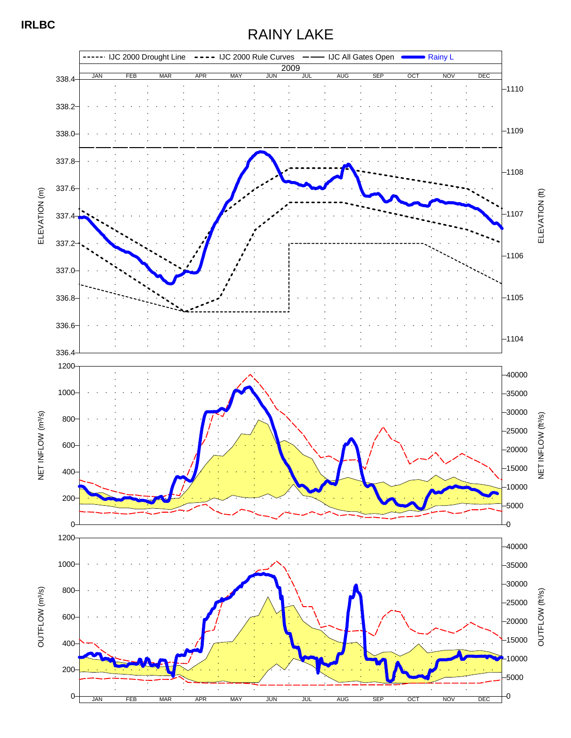**IRLBC**

# RAINY LAKE

IJC 2000 Drought Line
IJC 2000 Rule Curves
IJC All Gates Open
Rainy L

2009

JAN FEB MAR APR MAY JUN JUL AUG SEP OCT NOV DEC

ELEVATION (m)

338.4
338.2
338.0
337.8
337.6
337.4
337.2
337.0
336.8
336.6
336.4

ELEVATION (ft)

1110
1109
1108
1107
1106
1105
1104

NET INFLOW (m³/s)

1200
1000
800
600
400
200
0

NET INFLOW (ft³/s)

40000
35000
30000
25000
20000
15000
10000
5000
0

OUTFLOW (m³/s)

1200
1000
800
600
400
200
0

OUTFLOW (ft³/s)

40000
35000
30000
25000
20000
15000
10000
5000
0

JAN FEB MAR APR MAY JUN JUL AUG SEP OCT NOV DEC